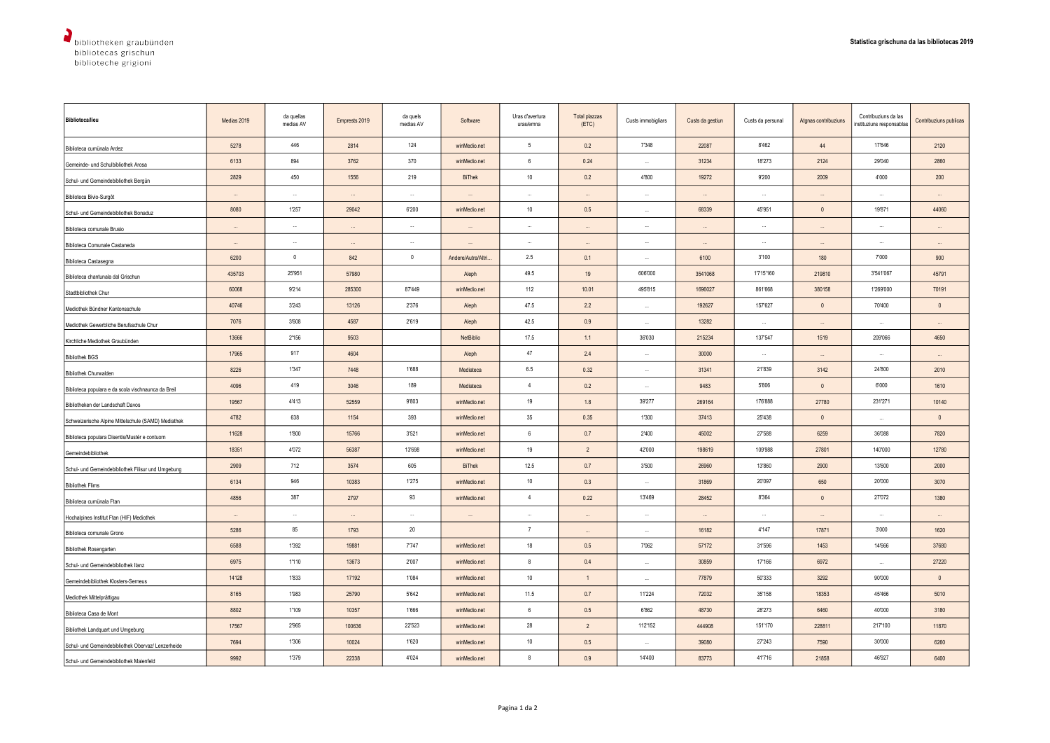bibliotheken graubünden
bibliotecas grischun
biblioteche grigioni

**Statistica grischuna da las bibliotecas 2019**

| Biblioteca/lieu | Medias 2019 | da quellas medias AV | Emprests 2019 | da quels medias AV | Software | Uras d'avertura uras/emna | Total plazzas (ETC) | Custs immobigliars | Custs da gestiun | Custs da persunal | Atgnas contribuziuns | Contribuziuns da las instituziuns responsablas | Contribuziuns publicas |
|---|---|---|---|---|---|---|---|---|---|---|---|---|---|
| Biblioteca cumünala Ardez | 5278 | 446 | 2814 | 124 | winMedio.net | 5 | 0.2 | 7'348 | 22087 | 8'462 | 44 | 17'646 | 2120 |
| Gemeinde- und Schulbibliothek Arosa | 6133 | 894 | 3762 | 370 | winMedio.net | 6 | 0.24 | ... | 31234 | 18'273 | 2124 | 29'040 | 2860 |
| Schul- und Gemeindebibliothek Bergün | 2829 | 450 | 1556 | 219 | BiThek | 10 | 0.2 | 4'800 | 19272 | 9'200 | 2009 | 4'000 | 200 |
| Biblioteca Bivio-Surgôt | ... | ... | ... | ... | ... | ... | ... | ... | ... | ... | ... | ... | ... |
| Schul- und Gemeindebibliothek Bonaduz | 8080 | 1'257 | 29042 | 6'200 | winMedio.net | 10 | 0.5 | ... | 68339 | 45'951 | 0 | 19'871 | 44060 |
| Biblioteca comunale Brusio | ... | ... | ... | ... | ... | ... | ... | ... | ... | ... | ... | ... | ... |
| Biblioteca Comunale Castaneda | ... | ... | ... | ... | ... | ... | ... | ... | ... | ... | ... | ... | ... |
| Biblioteca Castasegna | 6200 | 0 | 842 | 0 | Andere/Autra/Altri... | 2.5 | 0.1 | ... | 6100 | 3'100 | 180 | 7'000 | 900 |
| Biblioteca chantunala dal Grischun | 435703 | 25'951 | 57980 | | Aleph | 49.5 | 19 | 606'000 | 3541068 | 1'715'160 | 219810 | 3'541'067 | 45791 |
| Stadtbibliothek Chur | 60068 | 9'214 | 285300 | 87'449 | winMedio.net | 112 | 10.01 | 495'815 | 1696027 | 861'668 | 380158 | 1'269'000 | 70191 |
| Mediothek Bündner Kantonsschule | 40746 | 3'243 | 13126 | 2'376 | Aleph | 47.5 | 2.2 | ... | 192627 | 157'627 | 0 | 70'400 | 0 |
| Mediothek Gewerbliche Berufsschule Chur | 7076 | 3'608 | 4587 | 2'619 | Aleph | 42.5 | 0.9 | ... | 13282 | ... | ... | ... | ... |
| Kirchliche Mediothek Graubünden | 13666 | 2'156 | 9503 | | NetBiblio | 17.5 | 1.1 | 36'030 | 215234 | 137'547 | 1519 | 209'066 | 4650 |
| Bibliothek BGS | 17965 | 917 | 4604 | | Aleph | 47 | 2.4 | ... | 30000 | ... | ... | ... | ... |
| Bibliothek Churwalden | 8226 | 1'347 | 7448 | 1'688 | Mediateca | 6.5 | 0.32 | ... | 31341 | 21'839 | 3142 | 24'800 | 2010 |
| Biblioteca populara e da scola vischnaunca da Breil | 4096 | 419 | 3046 | 189 | Mediateca | 4 | 0.2 | ... | 9483 | 5'806 | 0 | 6'000 | 1610 |
| Bibliotheken der Landschaft Davos | 19567 | 4'413 | 52559 | 9'803 | winMedio.net | 19 | 1.8 | 39'277 | 269164 | 176'888 | 27780 | 231'271 | 10140 |
| Schweizerische Alpine Mittelschule (SAMD) Mediathek | 4782 | 638 | 1154 | 393 | winMedio.net | 35 | 0.35 | 1'300 | 37413 | 25'438 | 0 | ... | 0 |
| Biblioteca populara Disentis/Mustér e contuorn | 11628 | 1'800 | 15766 | 3'521 | winMedio.net | 6 | 0.7 | 2'400 | 45002 | 27'588 | 6259 | 36'088 | 7820 |
| Gemeindebibliothek | 18351 | 4'072 | 56387 | 13'698 | winMedio.net | 19 | 2 | 42'000 | 198619 | 109'988 | 27801 | 140'000 | 12780 |
| Schul- und Gemeindebibliothek Filisur und Umgebung | 2909 | 712 | 3574 | 605 | BiThek | 12.5 | 0.7 | 3'500 | 26960 | 13'860 | 2900 | 13'600 | 2000 |
| Bibliothek Flims | 6134 | 946 | 10383 | 1'275 | winMedio.net | 10 | 0.3 | ... | 31869 | 20'097 | 650 | 20'000 | 3070 |
| Biblioteca cumünala Ftan | 4856 | 387 | 2797 | 93 | winMedio.net | 4 | 0.22 | 13'469 | 28452 | 8'364 | 0 | 27'072 | 1380 |
| Hochalpines Institut Ftan (HIF) Mediothek | ... | ... | ... | ... | ... | ... | ... | ... | ... | ... | ... | ... | ... |
| Biblioteca comunale Grono | 5286 | 85 | 1793 | 20 | | 7 | ... | ... | 16182 | 4'147 | 17871 | 3'000 | 1620 |
| Bibliothek Rosengarten | 6588 | 1'392 | 19881 | 7'747 | winMedio.net | 18 | 0.5 | 7'062 | 57172 | 31'596 | 1453 | 14'666 | 37680 |
| Schul- und Gemeindebibliothek Ilanz | 6975 | 1'110 | 13673 | 2'007 | winMedio.net | 8 | 0.4 | ... | 30859 | 17'166 | 6972 | ... | 27220 |
| Gemeindebibliothek Klosters-Serneus | 14128 | 1'833 | 17192 | 1'084 | winMedio.net | 10 | 1 | ... | 77879 | 50'333 | 3292 | 90'000 | 0 |
| Mediothek Mittelprättigau | 8165 | 1'983 | 25790 | 5'642 | winMedio.net | 11.5 | 0.7 | 11'224 | 72032 | 35'158 | 18353 | 45'466 | 5010 |
| Biblioteca Casa de Mont | 8802 | 1'109 | 10357 | 1'666 | winMedio.net | 6 | 0.5 | 6'862 | 48730 | 28'273 | 6460 | 40'000 | 3180 |
| Bibliothek Landquart und Umgebung | 17567 | 2'965 | 100636 | 22'523 | winMedio.net | 28 | 2 | 112'152 | 444908 | 151'170 | 228811 | 217'100 | 11870 |
| Schul- und Gemeindebibliothek Obervaz/ Lenzerheide | 7694 | 1'306 | 10024 | 1'620 | winMedio.net | 10 | 0.5 | ... | 39080 | 27'243 | 7590 | 30'000 | 6260 |
| Schul- und Gemeindebibliothek Maienfeld | 9992 | 1'379 | 22338 | 4'024 | winMedio.net | 8 | 0.9 | 14'400 | 83773 | 41'716 | 21858 | 46'927 | 6400 |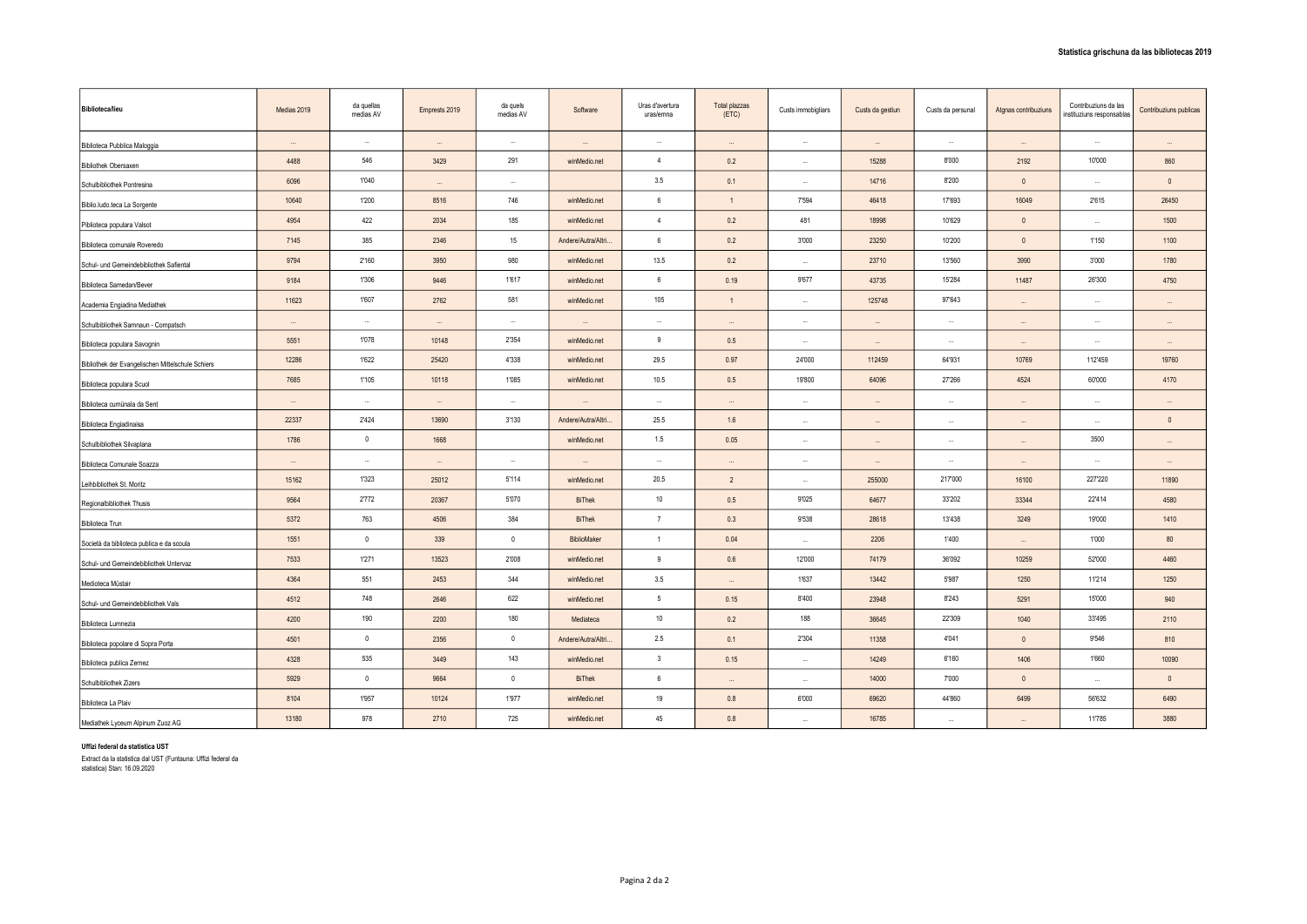| Biblioteca/lieu | Medias 2019 | da quellas medias AV | Emprests 2019 | da quels medias AV | Software | Uras d'avertura uras/emna | Total plazzas (ETC) | Custs immobigliars | Custs da gestiun | Custs da persunal | Atgnas contribuziuns | Contribuziuns da las instituziuns responsablas | Contribuziuns publicas |
|---|---|---|---|---|---|---|---|---|---|---|---|---|---|
| Biblioteca Pubblica Maloggia | ... | ... | ... | ... | ... | ... | ... | ... | ... | ... | ... | ... | ... |
| Bibliothek Obersaxen | 4488 | 546 | 3429 | 291 | winMedio.net | 4 | 0.2 | ... | 15288 | 8'000 | 2192 | 10'000 | 860 |
| Schulbibliothek Pontresina | 6096 | 1'040 | ... | ... | | 3.5 | 0.1 | ... | 14716 | 8'200 | 0 | ... | 0 |
| Biblio.ludo.teca La Sorgente | 10640 | 1'200 | 8516 | 746 | winMedio.net | 6 | 1 | 7'594 | 46418 | 17'693 | 16049 | 2'615 | 26450 |
| Piblioteca populara Valsot | 4954 | 422 | 2034 | 185 | winMedio.net | 4 | 0.2 | 481 | 18998 | 10'629 | 0 | ... | 1500 |
| Biblioteca comunale Roveredo | 7145 | 385 | 2346 | 15 | Andere/Autra/Altri... | 6 | 0.2 | 3'000 | 23250 | 10'200 | 0 | 1'150 | 1100 |
| Schul- und Gemeindebibliothek Safiental | 9794 | 2'160 | 3950 | 980 | winMedio.net | 13.5 | 0.2 | ... | 23710 | 13'560 | 3990 | 3'000 | 1780 |
| Biblioteca Samedan/Bever | 9184 | 1'306 | 9446 | 1'617 | winMedio.net | 6 | 0.19 | 9'677 | 43735 | 15'284 | 11487 | 26'300 | 4750 |
| Academia Engiadina Mediathek | 11623 | 1'607 | 2762 | 581 | winMedio.net | 105 | 1 | ... | 125748 | 97'643 | ... | ... | ... |
| Schulbibliothek Samnaun - Compatsch | ... | ... | ... | ... | ... | ... | ... | ... | ... | ... | ... | ... | ... |
| Biblioteca populara Savognin | 5551 | 1'078 | 10148 | 2'354 | winMedio.net | 9 | 0.5 | ... | ... | ... | ... | ... | ... |
| Bibliothek der Evangelischen Mittelschule Schiers | 12286 | 1'622 | 25420 | 4'338 | winMedio.net | 29.5 | 0.97 | 24'000 | 112459 | 64'931 | 10769 | 112'459 | 19760 |
| Biblioteca populara Scuol | 7685 | 1'105 | 10118 | 1'085 | winMedio.net | 10.5 | 0.5 | 19'800 | 64096 | 27'266 | 4524 | 60'000 | 4170 |
| Biblioteca cumünala da Sent | ... | ... | ... | ... | ... | ... | ... | ... | ... | ... | ... | ... | ... |
| Biblioteca Engiadinaisa | 22337 | 2'424 | 13690 | 3'130 | Andere/Autra/Altri... | 25.5 | 1.6 | ... | ... | ... | ... | ... | 0 |
| Schulbibliothek Silvaplana | 1786 | 0 | 1668 | | winMedio.net | 1.5 | 0.05 | ... | ... | ... | ... | 3500 | ... |
| Biblioteca Comunale Soazza | ... | ... | ... | ... | ... | ... | ... | ... | ... | ... | ... | ... | ... |
| Leihbibliothek St. Moritz | 15162 | 1'323 | 25012 | 5'114 | winMedio.net | 20.5 | 2 | ... | 255000 | 217'000 | 16100 | 227'220 | 11890 |
| Regionalbibliothek Thusis | 9564 | 2'772 | 20367 | 5'070 | BiThek | 10 | 0.5 | 9'025 | 64677 | 33'202 | 33344 | 22'414 | 4580 |
| Biblioteca Trun | 5372 | 763 | 4506 | 384 | BiThek | 7 | 0.3 | 9'538 | 28618 | 13'438 | 3249 | 19'000 | 1410 |
| Società da biblioteca publica e da scoula | 1551 | 0 | 339 | 0 | BiblioMaker | 1 | 0.04 | ... | 2206 | 1'400 | ... | 1'000 | 80 |
| Schul- und Gemeindebibliothek Untervaz | 7533 | 1'271 | 13523 | 2'008 | winMedio.net | 9 | 0.6 | 12'000 | 74179 | 36'092 | 10259 | 52'000 | 4460 |
| Medioteca Müstair | 4364 | 551 | 2453 | 344 | winMedio.net | 3.5 | ... | 1'637 | 13442 | 5'987 | 1250 | 11'214 | 1250 |
| Schul- und Gemeindebibliothek Vals | 4512 | 748 | 2646 | 622 | winMedio.net | 5 | 0.15 | 8'400 | 23948 | 8'243 | 5291 | 15'000 | 940 |
| Biblioteca Lumnezia | 4200 | 190 | 2200 | 180 | Mediateca | 10 | 0.2 | 188 | 36645 | 22'309 | 1040 | 33'495 | 2110 |
| Biblioteca popolare di Sopra Porta | 4501 | 0 | 2356 | 0 | Andere/Autra/Altri... | 2.5 | 0.1 | 2'304 | 11358 | 4'041 | 0 | 9'546 | 810 |
| Biblioteca publica Zernez | 4328 | 535 | 3449 | 143 | winMedio.net | 3 | 0.15 | ... | 14249 | 6'160 | 1406 | 1'660 | 10090 |
| Schulbibliothek Zizers | 5929 | 0 | 9664 | 0 | BiThek | 6 | ... | ... | 14000 | 7'000 | 0 | ... | 0 |
| Biblioteca La Plaiv | 8104 | 1'957 | 10124 | 1'977 | winMedio.net | 19 | 0.8 | 6'000 | 69620 | 44'860 | 6499 | 56'632 | 6490 |
| Mediathek Lyceum Alpinum Zuoz AG | 13180 | 978 | 2710 | 725 | winMedio.net | 45 | 0.8 | ... | 16785 | ... | ... | 11'785 | 3880 |

**Uffizi federal da statistica UST**

Extract da la statistica dal UST (Funtauna: Uffizi federal da statistica) Stan: 16.09.2020